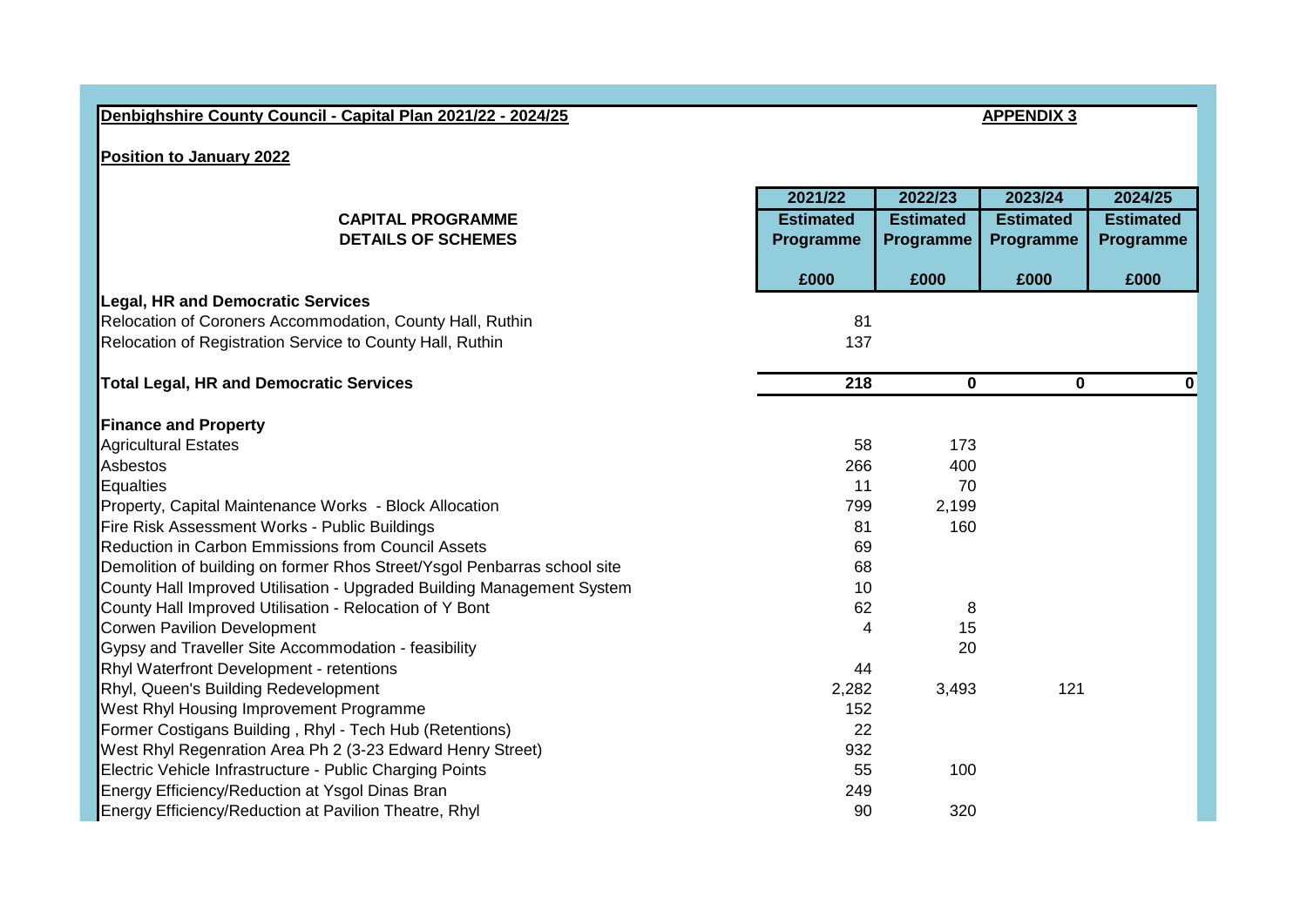**Denbighshire County Council - Capital Plan 2021/22 - 2024/25**

**APPENDIX 3**

**Position to January 2022**

| CAPITAL PROGRAMME DETAILS OF SCHEMES | 2021/22 Estimated Programme £000 | 2022/23 Estimated Programme £000 | 2023/24 Estimated Programme £000 | 2024/25 Estimated Programme £000 |
|---|---|---|---|---|
| **Legal, HR and Democratic Services** | | | | |
| Relocation of Coroners Accommodation, County Hall, Ruthin | 81 | | | |
| Relocation of Registration Service to County Hall, Ruthin | 137 | | | |
| **Total Legal, HR and Democratic Services** | **218** | **0** | **0** | **0** |
| **Finance and Property** | | | | |
| Agricultural Estates | 58 | 173 | | |
| Asbestos | 266 | 400 | | |
| Equalties | 11 | 70 | | |
| Property, Capital Maintenance Works - Block Allocation | 799 | 2,199 | | |
| Fire Risk Assessment Works - Public Buildings | 81 | 160 | | |
| Reduction in Carbon Emmissions from Council Assets | 69 | | | |
| Demolition of building on former Rhos Street/Ysgol Penbarras school site | 68 | | | |
| County Hall Improved Utilisation - Upgraded Building Management System | 10 | | | |
| County Hall Improved Utilisation - Relocation of Y Bont | 62 | 8 | | |
| Corwen Pavilion Development | 4 | 15 | | |
| Gypsy and Traveller Site Accommodation - feasibility | | 20 | | |
| Rhyl Waterfront Development - retentions | 44 | | | |
| Rhyl, Queen's Building Redevelopment | 2,282 | 3,493 | 121 | |
| West Rhyl Housing Improvement Programme | 152 | | | |
| Former Costigans Building , Rhyl - Tech Hub (Retentions) | 22 | | | |
| West Rhyl Regenration Area Ph 2 (3-23 Edward Henry Street) | 932 | | | |
| Electric Vehicle Infrastructure - Public Charging Points | 55 | 100 | | |
| Energy Efficiency/Reduction at Ysgol Dinas Bran | 249 | | | |
| Energy Efficiency/Reduction at Pavilion Theatre, Rhyl | 90 | 320 | | |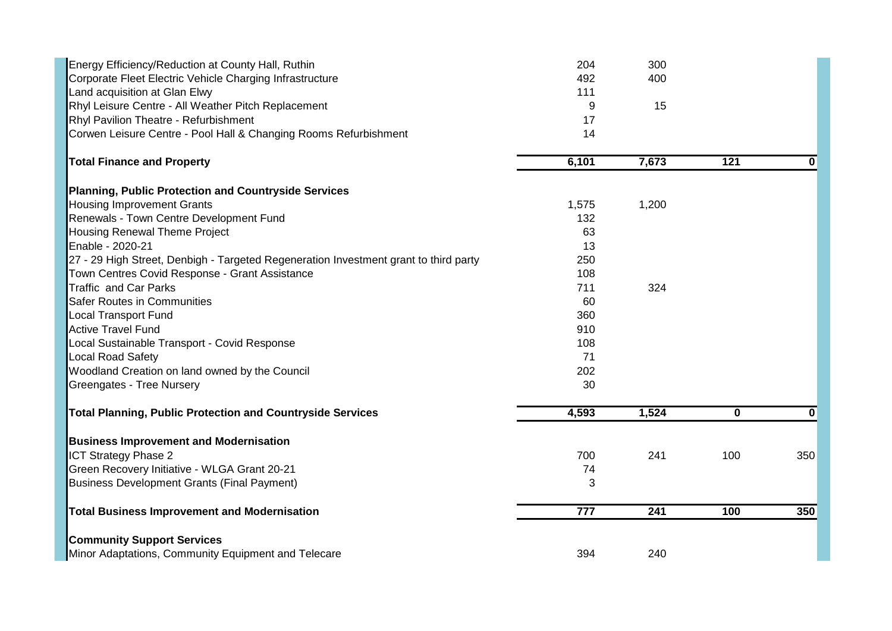| | | | | |
|---|---|---|---|---|
| Energy Efficiency/Reduction at County Hall, Ruthin | 204 | 300 | | |
| Corporate Fleet Electric Vehicle Charging Infrastructure | 492 | 400 | | |
| Land acquisition at Glan Elwy | 111 | | | |
| Rhyl Leisure Centre - All Weather Pitch Replacement | 9 | 15 | | |
| Rhyl Pavilion Theatre - Refurbishment | 17 | | | |
| Corwen Leisure Centre - Pool Hall & Changing Rooms Refurbishment | 14 | | | |
| **Total Finance and Property** | **6,101** | **7,673** | **121** | **0** |
| **Planning, Public Protection and Countryside Services** | | | | |
| Housing Improvement Grants | 1,575 | 1,200 | | |
| Renewals - Town Centre Development Fund | 132 | | | |
| Housing Renewal Theme Project | 63 | | | |
| Enable - 2020-21 | 13 | | | |
| 27 - 29 High Street, Denbigh - Targeted Regeneration Investment grant to third party | 250 | | | |
| Town Centres Covid Response - Grant Assistance | 108 | | | |
| Traffic and Car Parks | 711 | 324 | | |
| Safer Routes in Communities | 60 | | | |
| Local Transport Fund | 360 | | | |
| Active Travel Fund | 910 | | | |
| Local Sustainable Transport - Covid Response | 108 | | | |
| Local Road Safety | 71 | | | |
| Woodland Creation on land owned by the Council | 202 | | | |
| Greengates - Tree Nursery | 30 | | | |
| **Total Planning, Public Protection and Countryside Services** | **4,593** | **1,524** | **0** | **0** |
| **Business Improvement and Modernisation** | | | | |
| ICT Strategy Phase 2 | 700 | 241 | 100 | 350 |
| Green Recovery Initiative - WLGA Grant 20-21 | 74 | | | |
| Business Development Grants (Final Payment) | 3 | | | |
| **Total Business Improvement and Modernisation** | **777** | **241** | **100** | **350** |
| **Community Support Services** | | | | |
| Minor Adaptations, Community Equipment and Telecare | 394 | 240 | | |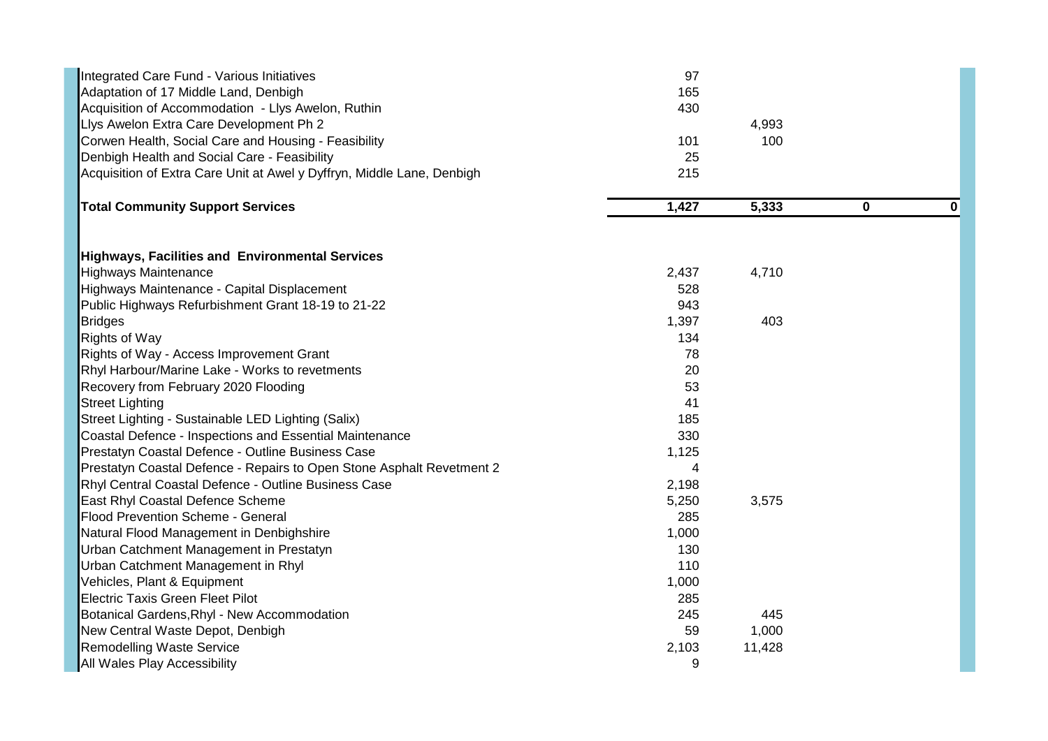| | | | | |
|---|---|---|---|---|
| Integrated Care Fund - Various Initiatives | 97 | | | |
| Adaptation of 17 Middle Land, Denbigh | 165 | | | |
| Acquisition of Accommodation - Llys Awelon, Ruthin | 430 | | | |
| Llys Awelon Extra Care Development Ph 2 | | 4,993 | | |
| Corwen Health, Social Care and Housing - Feasibility | 101 | 100 | | |
| Denbigh Health and Social Care - Feasibility | 25 | | | |
| Acquisition of Extra Care Unit at Awel y Dyffryn, Middle Lane, Denbigh | 215 | | | |
| **Total Community Support Services** | **1,427** | **5,333** | **0** | **0** |
| | | | | |
| **Highways, Facilities and Environmental Services** | | | | |
| Highways Maintenance | 2,437 | 4,710 | | |
| Highways Maintenance - Capital Displacement | 528 | | | |
| Public Highways Refurbishment Grant 18-19 to 21-22 | 943 | | | |
| Bridges | 1,397 | 403 | | |
| Rights of Way | 134 | | | |
| Rights of Way - Access Improvement Grant | 78 | | | |
| Rhyl Harbour/Marine Lake - Works to revetments | 20 | | | |
| Recovery from February 2020 Flooding | 53 | | | |
| Street Lighting | 41 | | | |
| Street Lighting - Sustainable LED Lighting (Salix) | 185 | | | |
| Coastal Defence - Inspections and Essential Maintenance | 330 | | | |
| Prestatyn Coastal Defence - Outline Business Case | 1,125 | | | |
| Prestatyn Coastal Defence - Repairs to Open Stone Asphalt Revetment 2 | 4 | | | |
| Rhyl Central Coastal Defence - Outline Business Case | 2,198 | | | |
| East Rhyl Coastal Defence Scheme | 5,250 | 3,575 | | |
| Flood Prevention Scheme - General | 285 | | | |
| Natural Flood Management in Denbighshire | 1,000 | | | |
| Urban Catchment Management in Prestatyn | 130 | | | |
| Urban Catchment Management in Rhyl | 110 | | | |
| Vehicles, Plant & Equipment | 1,000 | | | |
| Electric Taxis Green Fleet Pilot | 285 | | | |
| Botanical Gardens,Rhyl - New Accommodation | 245 | 445 | | |
| New Central Waste Depot, Denbigh | 59 | 1,000 | | |
| Remodelling Waste Service | 2,103 | 11,428 | | |
| All Wales Play Accessibility | 9 | | | |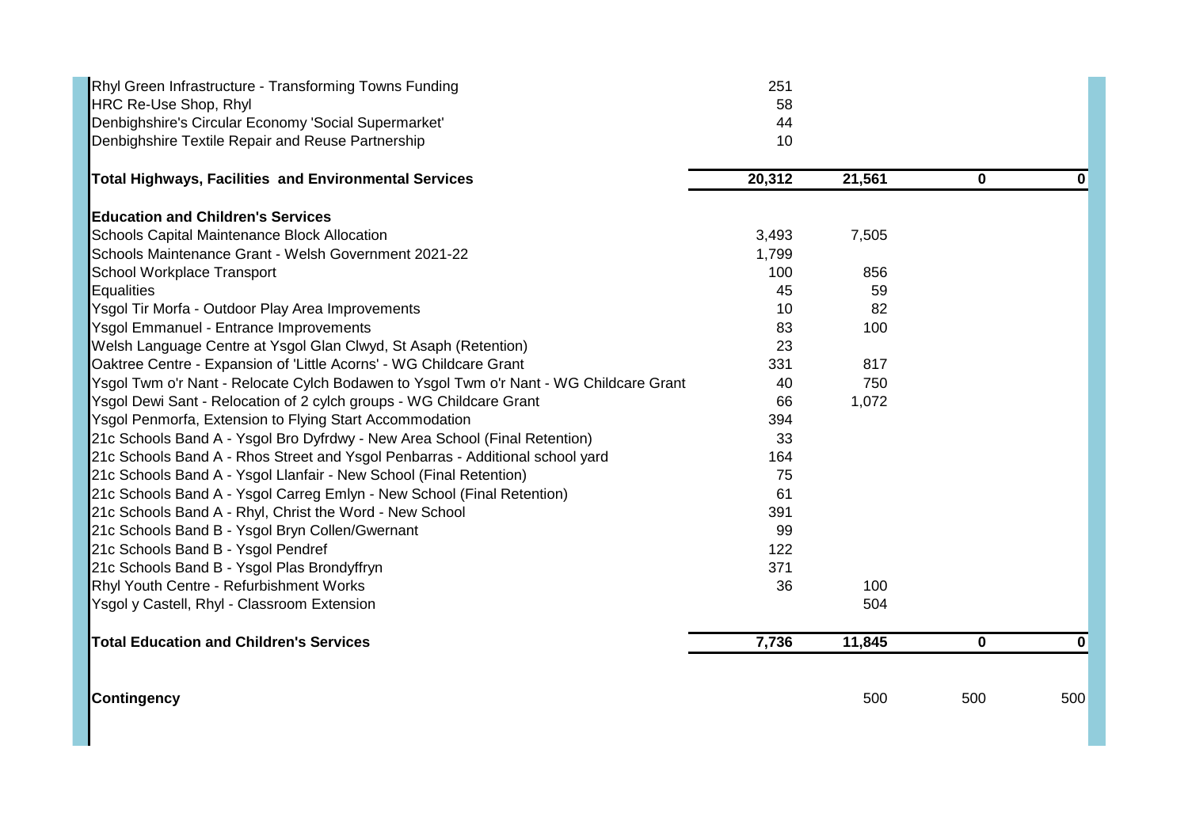| | | | | |
|---|---|---|---|---|
| Rhyl Green Infrastructure - Transforming Towns Funding | 251 | | | |
| HRC Re-Use Shop, Rhyl | 58 | | | |
| Denbighshire's Circular Economy 'Social Supermarket' | 44 | | | |
| Denbighshire Textile Repair and Reuse Partnership | 10 | | | |
| **Total Highways, Facilities and Environmental Services** | **20,312** | **21,561** | **0** | **0** |
| **Education and Children's Services** | | | | |
| Schools Capital Maintenance Block Allocation | 3,493 | 7,505 | | |
| Schools Maintenance Grant - Welsh Government 2021-22 | 1,799 | | | |
| School Workplace Transport | 100 | 856 | | |
| Equalities | 45 | 59 | | |
| Ysgol Tir Morfa - Outdoor Play Area Improvements | 10 | 82 | | |
| Ysgol Emmanuel - Entrance Improvements | 83 | 100 | | |
| Welsh Language Centre at Ysgol Glan Clwyd, St Asaph (Retention) | 23 | | | |
| Oaktree Centre - Expansion of 'Little Acorns' - WG Childcare Grant | 331 | 817 | | |
| Ysgol Twm o'r Nant - Relocate Cylch Bodawen to Ysgol Twm o'r Nant - WG Childcare Grant | 40 | 750 | | |
| Ysgol Dewi Sant - Relocation of 2 cylch groups - WG Childcare Grant | 66 | 1,072 | | |
| Ysgol Penmorfa, Extension to Flying Start Accommodation | 394 | | | |
| 21c Schools Band A - Ysgol Bro Dyfrdwy - New Area School (Final Retention) | 33 | | | |
| 21c Schools Band A - Rhos Street and Ysgol Penbarras - Additional school yard | 164 | | | |
| 21c Schools Band A - Ysgol Llanfair - New School (Final Retention) | 75 | | | |
| 21c Schools Band A - Ysgol Carreg Emlyn - New School (Final Retention) | 61 | | | |
| 21c Schools Band A - Rhyl, Christ the Word - New School | 391 | | | |
| 21c Schools Band B - Ysgol Bryn Collen/Gwernant | 99 | | | |
| 21c Schools Band B - Ysgol Pendref | 122 | | | |
| 21c Schools Band B - Ysgol Plas Brondyffryn | 371 | | | |
| Rhyl Youth Centre - Refurbishment Works | 36 | 100 | | |
| Ysgol y Castell, Rhyl - Classroom Extension | | 504 | | |
| **Total Education and Children's Services** | **7,736** | **11,845** | **0** | **0** |
| **Contingency** | | 500 | 500 | 500 |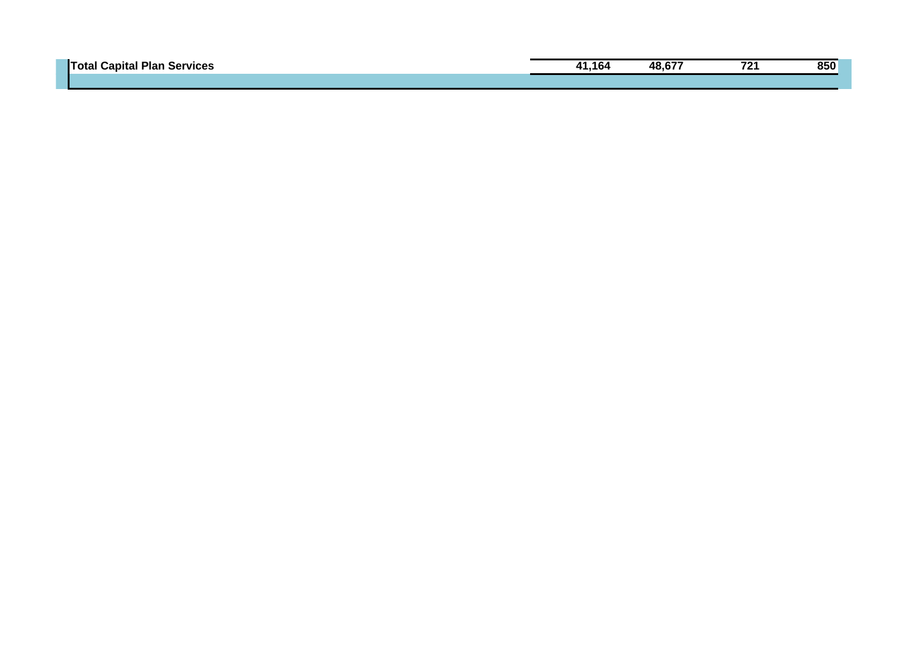| | | | | |
|---|---|---|---|---|
| **Total Capital Plan Services** | **41,164** | **48,677** | **721** | **850** |